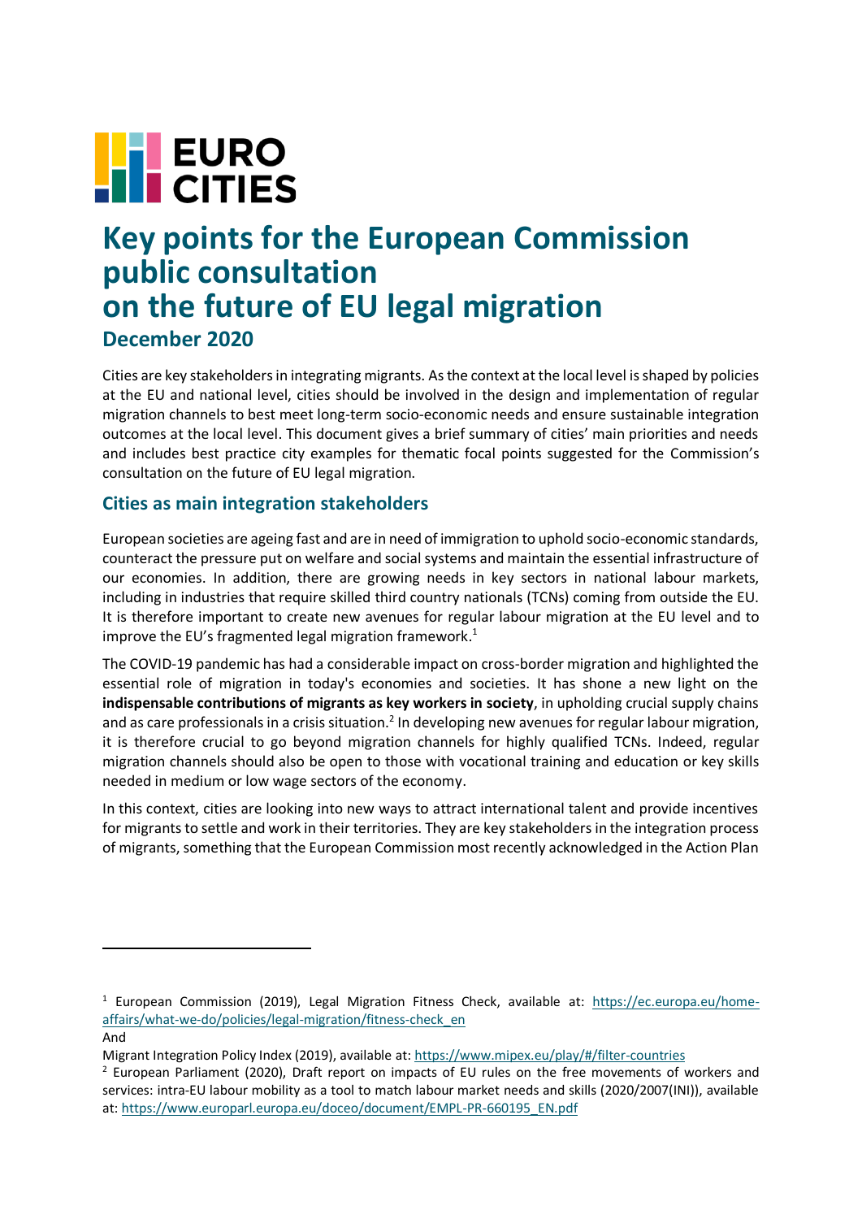EURO CITIES

# Key points for the European Commission public consultation on the future of EU legal migration

## December 2020

Cities are key stakeholders in integrating migrants. As the context at the local level is shaped by policies at the EU and national level, cities should be involved in the design and implementation of regular migration channels to best meet long-term socio-economic needs and ensure sustainable integration outcomes at the local level. This document gives a brief summary of cities' main priorities and needs and includes best practice city examples for thematic focal points suggested for the Commission's consultation on the future of EU legal migration.

### Cities as main integration stakeholders

European societies are ageing fast and are in need of immigration to uphold socio-economic standards, counteract the pressure put on welfare and social systems and maintain the essential infrastructure of our economies. In addition, there are growing needs in key sectors in national labour markets, including in industries that require skilled third country nationals (TCNs) coming from outside the EU. It is therefore important to create new avenues for regular labour migration at the EU level and to improve the EU's fragmented legal migration framework.[1]

The COVID-19 pandemic has had a considerable impact on cross-border migration and highlighted the essential role of migration in today's economies and societies. It has shone a new light on the **indispensable contributions of migrants as key workers in society**, in upholding crucial supply chains and as care professionals in a crisis situation.[2] In developing new avenues for regular labour migration, it is therefore crucial to go beyond migration channels for highly qualified TCNs. Indeed, regular migration channels should also be open to those with vocational training and education or key skills needed in medium or low wage sectors of the economy.

In this context, cities are looking into new ways to attract international talent and provide incentives for migrants to settle and work in their territories. They are key stakeholders in the integration process of migrants, something that the European Commission most recently acknowledged in the Action Plan

---

[1] European Commission (2019), Legal Migration Fitness Check, available at: https://ec.europa.eu/home-affairs/what-we-do/policies/legal-migration/fitness-check_en
And
Migrant Integration Policy Index (2019), available at: https://www.mipex.eu/play/#/filter-countries

[2] European Parliament (2020), Draft report on impacts of EU rules on the free movements of workers and services: intra-EU labour mobility as a tool to match labour market needs and skills (2020/2007(INI)), available at: https://www.europarl.europa.eu/doceo/document/EMPL-PR-660195_EN.pdf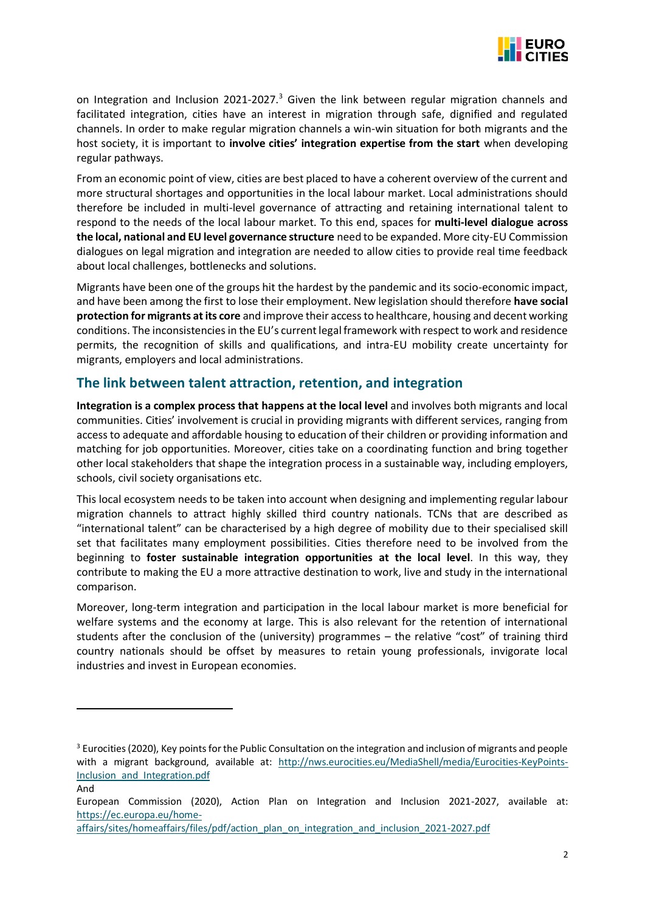on Integration and Inclusion 2021-2027.[3] Given the link between regular migration channels and facilitated integration, cities have an interest in migration through safe, dignified and regulated channels. In order to make regular migration channels a win-win situation for both migrants and the host society, it is important to **involve cities' integration expertise from the start** when developing regular pathways.

From an economic point of view, cities are best placed to have a coherent overview of the current and more structural shortages and opportunities in the local labour market. Local administrations should therefore be included in multi-level governance of attracting and retaining international talent to respond to the needs of the local labour market. To this end, spaces for **multi-level dialogue across the local, national and EU level governance structure** need to be expanded. More city-EU Commission dialogues on legal migration and integration are needed to allow cities to provide real time feedback about local challenges, bottlenecks and solutions.

Migrants have been one of the groups hit the hardest by the pandemic and its socio-economic impact, and have been among the first to lose their employment. New legislation should therefore **have social protection for migrants at its core** and improve their access to healthcare, housing and decent working conditions. The inconsistencies in the EU's current legal framework with respect to work and residence permits, the recognition of skills and qualifications, and intra-EU mobility create uncertainty for migrants, employers and local administrations.

## The link between talent attraction, retention, and integration

**Integration is a complex process that happens at the local level** and involves both migrants and local communities. Cities' involvement is crucial in providing migrants with different services, ranging from access to adequate and affordable housing to education of their children or providing information and matching for job opportunities. Moreover, cities take on a coordinating function and bring together other local stakeholders that shape the integration process in a sustainable way, including employers, schools, civil society organisations etc.

This local ecosystem needs to be taken into account when designing and implementing regular labour migration channels to attract highly skilled third country nationals. TCNs that are described as "international talent" can be characterised by a high degree of mobility due to their specialised skill set that facilitates many employment possibilities. Cities therefore need to be involved from the beginning to **foster sustainable integration opportunities at the local level**. In this way, they contribute to making the EU a more attractive destination to work, live and study in the international comparison.

Moreover, long-term integration and participation in the local labour market is more beneficial for welfare systems and the economy at large. This is also relevant for the retention of international students after the conclusion of the (university) programmes – the relative "cost" of training third country nationals should be offset by measures to retain young professionals, invigorate local industries and invest in European economies.

---

[3] Eurocities (2020), Key points for the Public Consultation on the integration and inclusion of migrants and people with a migrant background, available at: [http://nws.eurocities.eu/MediaShell/media/Eurocities-KeyPoints-Inclusion_and_Integration.pdf](http://nws.eurocities.eu/MediaShell/media/Eurocities-KeyPoints-Inclusion_and_Integration.pdf)

And

European Commission (2020), Action Plan on Integration and Inclusion 2021-2027, available at: [https://ec.europa.eu/home-affairs/sites/homeaffairs/files/pdf/action_plan_on_integration_and_inclusion_2021-2027.pdf](https://ec.europa.eu/home-affairs/sites/homeaffairs/files/pdf/action_plan_on_integration_and_inclusion_2021-2027.pdf)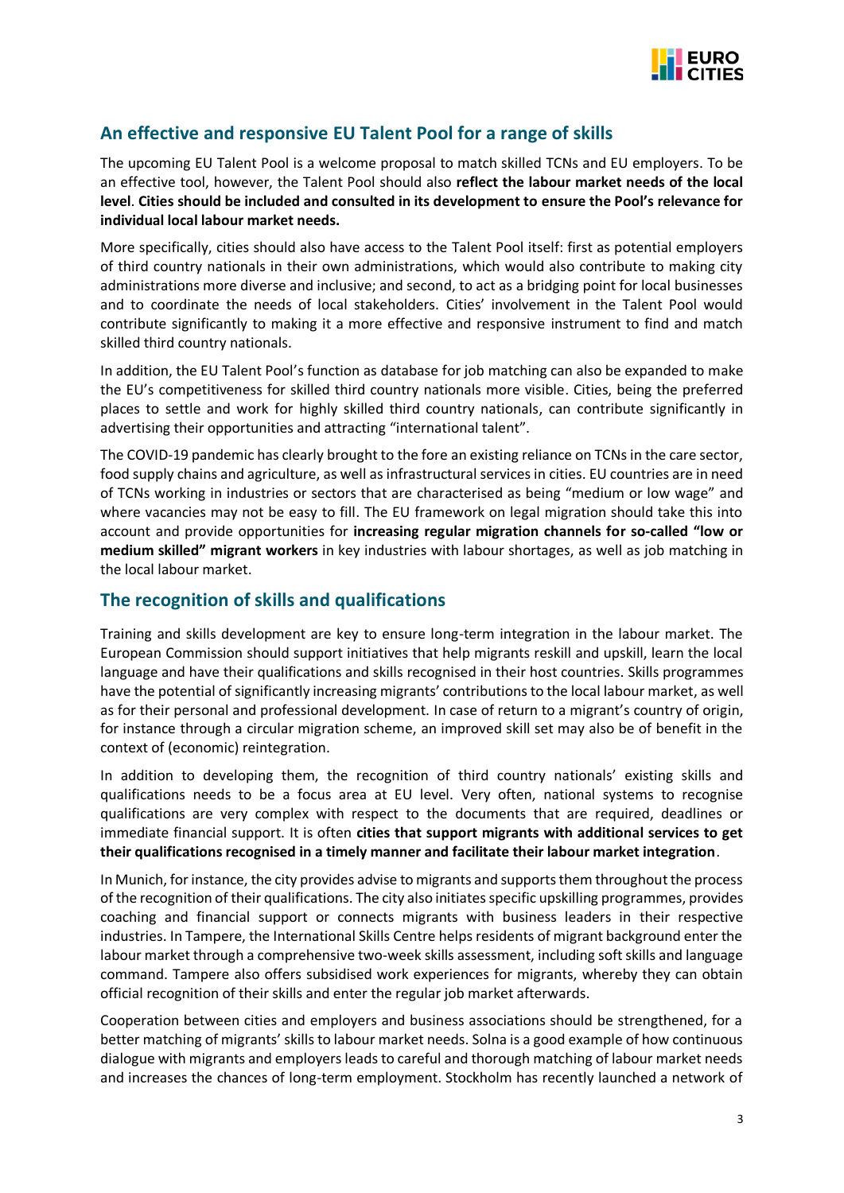## An effective and responsive EU Talent Pool for a range of skills

The upcoming EU Talent Pool is a welcome proposal to match skilled TCNs and EU employers. To be an effective tool, however, the Talent Pool should also **reflect the labour market needs of the local level**. **Cities should be included and consulted in its development to ensure the Pool's relevance for individual local labour market needs.**

More specifically, cities should also have access to the Talent Pool itself: first as potential employers of third country nationals in their own administrations, which would also contribute to making city administrations more diverse and inclusive; and second, to act as a bridging point for local businesses and to coordinate the needs of local stakeholders. Cities' involvement in the Talent Pool would contribute significantly to making it a more effective and responsive instrument to find and match skilled third country nationals.

In addition, the EU Talent Pool's function as database for job matching can also be expanded to make the EU's competitiveness for skilled third country nationals more visible. Cities, being the preferred places to settle and work for highly skilled third country nationals, can contribute significantly in advertising their opportunities and attracting "international talent".

The COVID-19 pandemic has clearly brought to the fore an existing reliance on TCNs in the care sector, food supply chains and agriculture, as well as infrastructural services in cities. EU countries are in need of TCNs working in industries or sectors that are characterised as being "medium or low wage" and where vacancies may not be easy to fill. The EU framework on legal migration should take this into account and provide opportunities for **increasing regular migration channels for so-called "low or medium skilled" migrant workers** in key industries with labour shortages, as well as job matching in the local labour market.

## The recognition of skills and qualifications

Training and skills development are key to ensure long-term integration in the labour market. The European Commission should support initiatives that help migrants reskill and upskill, learn the local language and have their qualifications and skills recognised in their host countries. Skills programmes have the potential of significantly increasing migrants' contributions to the local labour market, as well as for their personal and professional development. In case of return to a migrant's country of origin, for instance through a circular migration scheme, an improved skill set may also be of benefit in the context of (economic) reintegration.

In addition to developing them, the recognition of third country nationals' existing skills and qualifications needs to be a focus area at EU level. Very often, national systems to recognise qualifications are very complex with respect to the documents that are required, deadlines or immediate financial support. It is often **cities that support migrants with additional services to get their qualifications recognised in a timely manner and facilitate their labour market integration**.

In Munich, for instance, the city provides advise to migrants and supports them throughout the process of the recognition of their qualifications. The city also initiates specific upskilling programmes, provides coaching and financial support or connects migrants with business leaders in their respective industries. In Tampere, the International Skills Centre helps residents of migrant background enter the labour market through a comprehensive two-week skills assessment, including soft skills and language command. Tampere also offers subsidised work experiences for migrants, whereby they can obtain official recognition of their skills and enter the regular job market afterwards.

Cooperation between cities and employers and business associations should be strengthened, for a better matching of migrants' skills to labour market needs. Solna is a good example of how continuous dialogue with migrants and employers leads to careful and thorough matching of labour market needs and increases the chances of long-term employment. Stockholm has recently launched a network of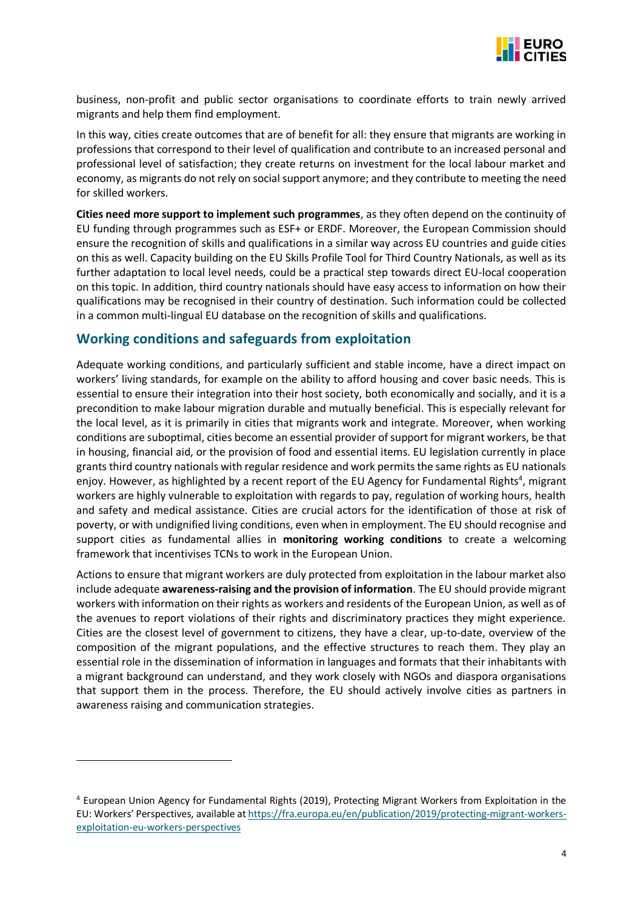business, non-profit and public sector organisations to coordinate efforts to train newly arrived migrants and help them find employment.

In this way, cities create outcomes that are of benefit for all: they ensure that migrants are working in professions that correspond to their level of qualification and contribute to an increased personal and professional level of satisfaction; they create returns on investment for the local labour market and economy, as migrants do not rely on social support anymore; and they contribute to meeting the need for skilled workers.

**Cities need more support to implement such programmes**, as they often depend on the continuity of EU funding through programmes such as ESF+ or ERDF. Moreover, the European Commission should ensure the recognition of skills and qualifications in a similar way across EU countries and guide cities on this as well. Capacity building on the EU Skills Profile Tool for Third Country Nationals, as well as its further adaptation to local level needs, could be a practical step towards direct EU-local cooperation on this topic. In addition, third country nationals should have easy access to information on how their qualifications may be recognised in their country of destination. Such information could be collected in a common multi-lingual EU database on the recognition of skills and qualifications.

## Working conditions and safeguards from exploitation

Adequate working conditions, and particularly sufficient and stable income, have a direct impact on workers' living standards, for example on the ability to afford housing and cover basic needs. This is essential to ensure their integration into their host society, both economically and socially, and it is a precondition to make labour migration durable and mutually beneficial. This is especially relevant for the local level, as it is primarily in cities that migrants work and integrate. Moreover, when working conditions are suboptimal, cities become an essential provider of support for migrant workers, be that in housing, financial aid, or the provision of food and essential items. EU legislation currently in place grants third country nationals with regular residence and work permits the same rights as EU nationals enjoy. However, as highlighted by a recent report of the EU Agency for Fundamental Rights[4], migrant workers are highly vulnerable to exploitation with regards to pay, regulation of working hours, health and safety and medical assistance. Cities are crucial actors for the identification of those at risk of poverty, or with undignified living conditions, even when in employment. The EU should recognise and support cities as fundamental allies in **monitoring working conditions** to create a welcoming framework that incentivises TCNs to work in the European Union.

Actions to ensure that migrant workers are duly protected from exploitation in the labour market also include adequate **awareness-raising and the provision of information**. The EU should provide migrant workers with information on their rights as workers and residents of the European Union, as well as of the avenues to report violations of their rights and discriminatory practices they might experience. Cities are the closest level of government to citizens, they have a clear, up-to-date, overview of the composition of the migrant populations, and the effective structures to reach them. They play an essential role in the dissemination of information in languages and formats that their inhabitants with a migrant background can understand, and they work closely with NGOs and diaspora organisations that support them in the process. Therefore, the EU should actively involve cities as partners in awareness raising and communication strategies.

---

[4] European Union Agency for Fundamental Rights (2019), Protecting Migrant Workers from Exploitation in the EU: Workers' Perspectives, available at https://fra.europa.eu/en/publication/2019/protecting-migrant-workers-exploitation-eu-workers-perspectives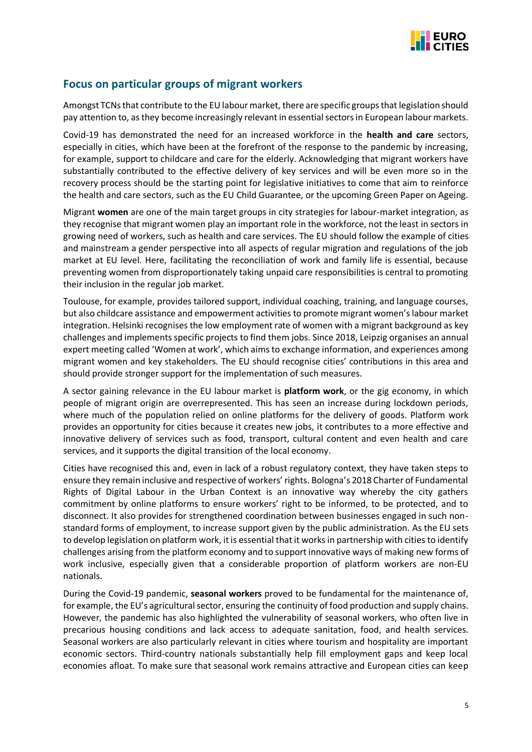## Focus on particular groups of migrant workers

Amongst TCNs that contribute to the EU labour market, there are specific groups that legislation should pay attention to, as they become increasingly relevant in essential sectors in European labour markets.

Covid-19 has demonstrated the need for an increased workforce in the **health and care** sectors, especially in cities, which have been at the forefront of the response to the pandemic by increasing, for example, support to childcare and care for the elderly. Acknowledging that migrant workers have substantially contributed to the effective delivery of key services and will be even more so in the recovery process should be the starting point for legislative initiatives to come that aim to reinforce the health and care sectors, such as the EU Child Guarantee, or the upcoming Green Paper on Ageing.

Migrant **women** are one of the main target groups in city strategies for labour-market integration, as they recognise that migrant women play an important role in the workforce, not the least in sectors in growing need of workers, such as health and care services. The EU should follow the example of cities and mainstream a gender perspective into all aspects of regular migration and regulations of the job market at EU level. Here, facilitating the reconciliation of work and family life is essential, because preventing women from disproportionately taking unpaid care responsibilities is central to promoting their inclusion in the regular job market.

Toulouse, for example, provides tailored support, individual coaching, training, and language courses, but also childcare assistance and empowerment activities to promote migrant women's labour market integration. Helsinki recognises the low employment rate of women with a migrant background as key challenges and implements specific projects to find them jobs. Since 2018, Leipzig organises an annual expert meeting called 'Women at work', which aims to exchange information, and experiences among migrant women and key stakeholders. The EU should recognise cities' contributions in this area and should provide stronger support for the implementation of such measures.

A sector gaining relevance in the EU labour market is **platform work**, or the gig economy, in which people of migrant origin are overrepresented. This has seen an increase during lockdown periods, where much of the population relied on online platforms for the delivery of goods. Platform work provides an opportunity for cities because it creates new jobs, it contributes to a more effective and innovative delivery of services such as food, transport, cultural content and even health and care services, and it supports the digital transition of the local economy.

Cities have recognised this and, even in lack of a robust regulatory context, they have taken steps to ensure they remain inclusive and respective of workers' rights. Bologna's 2018 Charter of Fundamental Rights of Digital Labour in the Urban Context is an innovative way whereby the city gathers commitment by online platforms to ensure workers' right to be informed, to be protected, and to disconnect. It also provides for strengthened coordination between businesses engaged in such non-standard forms of employment, to increase support given by the public administration. As the EU sets to develop legislation on platform work, it is essential that it works in partnership with cities to identify challenges arising from the platform economy and to support innovative ways of making new forms of work inclusive, especially given that a considerable proportion of platform workers are non-EU nationals.

During the Covid-19 pandemic, **seasonal workers** proved to be fundamental for the maintenance of, for example, the EU's agricultural sector, ensuring the continuity of food production and supply chains. However, the pandemic has also highlighted the vulnerability of seasonal workers, who often live in precarious housing conditions and lack access to adequate sanitation, food, and health services. Seasonal workers are also particularly relevant in cities where tourism and hospitality are important economic sectors. Third-country nationals substantially help fill employment gaps and keep local economies afloat. To make sure that seasonal work remains attractive and European cities can keep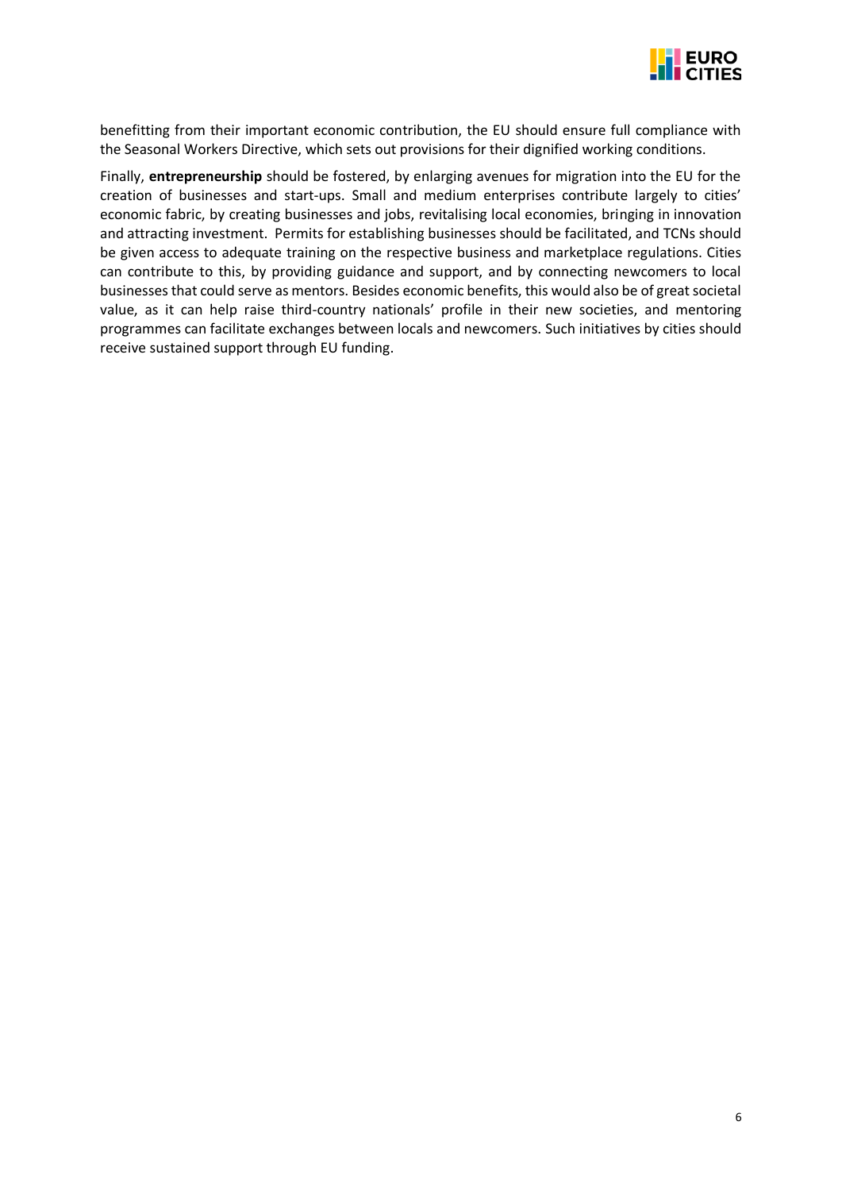benefitting from their important economic contribution, the EU should ensure full compliance with the Seasonal Workers Directive, which sets out provisions for their dignified working conditions.

Finally, **entrepreneurship** should be fostered, by enlarging avenues for migration into the EU for the creation of businesses and start-ups. Small and medium enterprises contribute largely to cities' economic fabric, by creating businesses and jobs, revitalising local economies, bringing in innovation and attracting investment. Permits for establishing businesses should be facilitated, and TCNs should be given access to adequate training on the respective business and marketplace regulations. Cities can contribute to this, by providing guidance and support, and by connecting newcomers to local businesses that could serve as mentors. Besides economic benefits, this would also be of great societal value, as it can help raise third-country nationals' profile in their new societies, and mentoring programmes can facilitate exchanges between locals and newcomers. Such initiatives by cities should receive sustained support through EU funding.